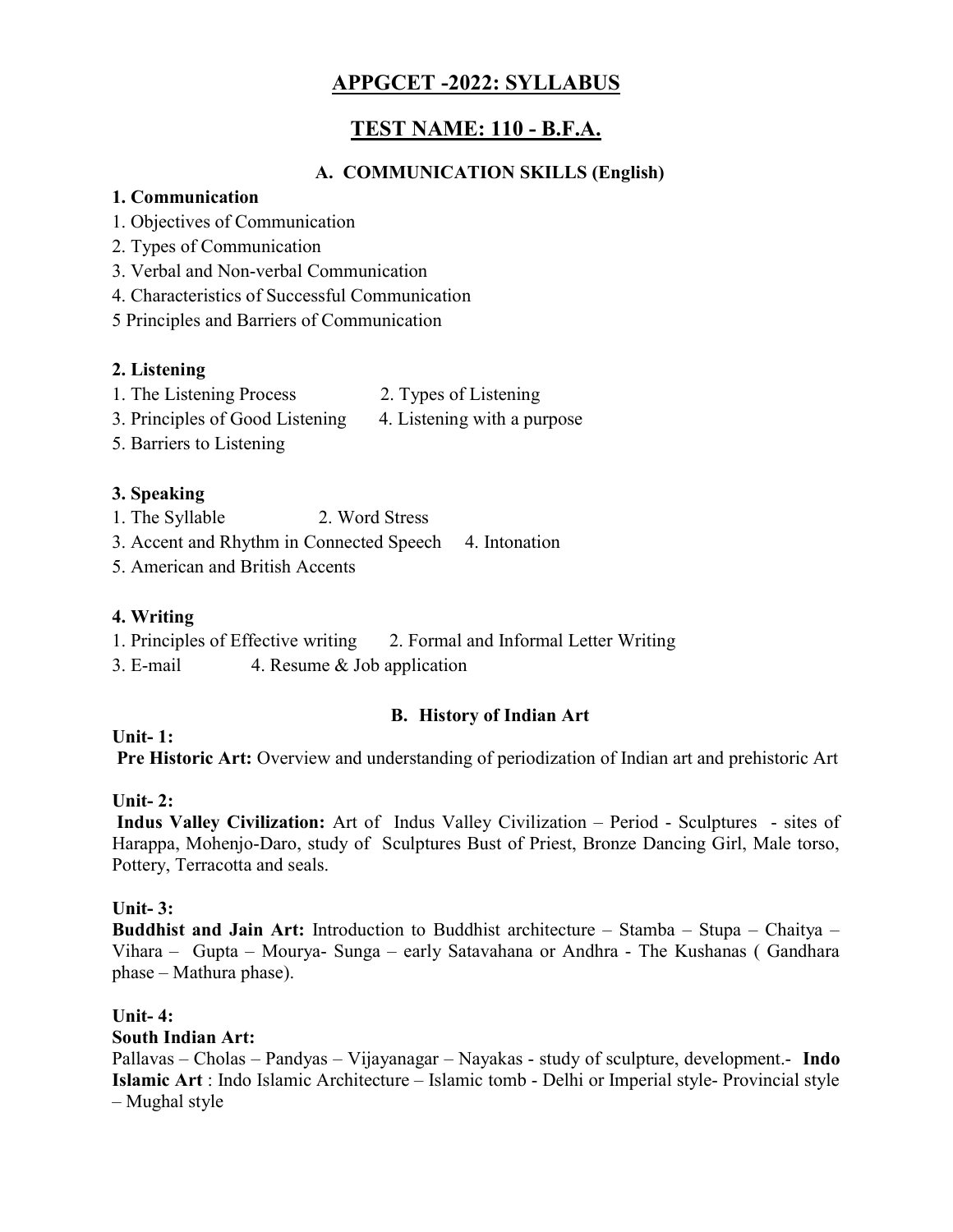# APPGCET -2022: SYLLABUS

## TEST NAME: 110 - B.F.A.

### A. COMMUNICATION SKILLS (English)

**1. Communication**

1. Objectives of Communication
2. Types of Communication
3. Verbal and Non-verbal Communication
4. Characteristics of Successful Communication
5. Principles and Barriers of Communication

**2. Listening**

1. The Listening Process
2. Types of Listening
3. Principles of Good Listening
4. Listening with a purpose
5. Barriers to Listening

**3. Speaking**

1. The Syllable
2. Word Stress
3. Accent and Rhythm in Connected Speech
4. Intonation
5. American and British Accents

**4. Writing**

1. Principles of Effective writing
2. Formal and Informal Letter Writing
3. E-mail
4. Resume & Job application

### B. History of Indian Art

**Unit- 1:**

**Pre Historic Art:** Overview and understanding of periodization of Indian art and prehistoric Art

**Unit- 2:**

**Indus Valley Civilization:** Art of Indus Valley Civilization – Period - Sculptures - sites of Harappa, Mohenjo-Daro, study of Sculptures Bust of Priest, Bronze Dancing Girl, Male torso, Pottery, Terracotta and seals.

**Unit- 3:**

**Buddhist and Jain Art:** Introduction to Buddhist architecture – Stamba – Stupa – Chaitya – Vihara – Gupta – Mourya- Sunga – early Satavahana or Andhra - The Kushanas ( Gandhara phase – Mathura phase).

**Unit- 4:**

**South Indian Art:**

Pallavas – Cholas – Pandyas – Vijayanagar – Nayakas - study of sculpture, development.- **Indo Islamic Art** : Indo Islamic Architecture – Islamic tomb - Delhi or Imperial style- Provincial style – Mughal style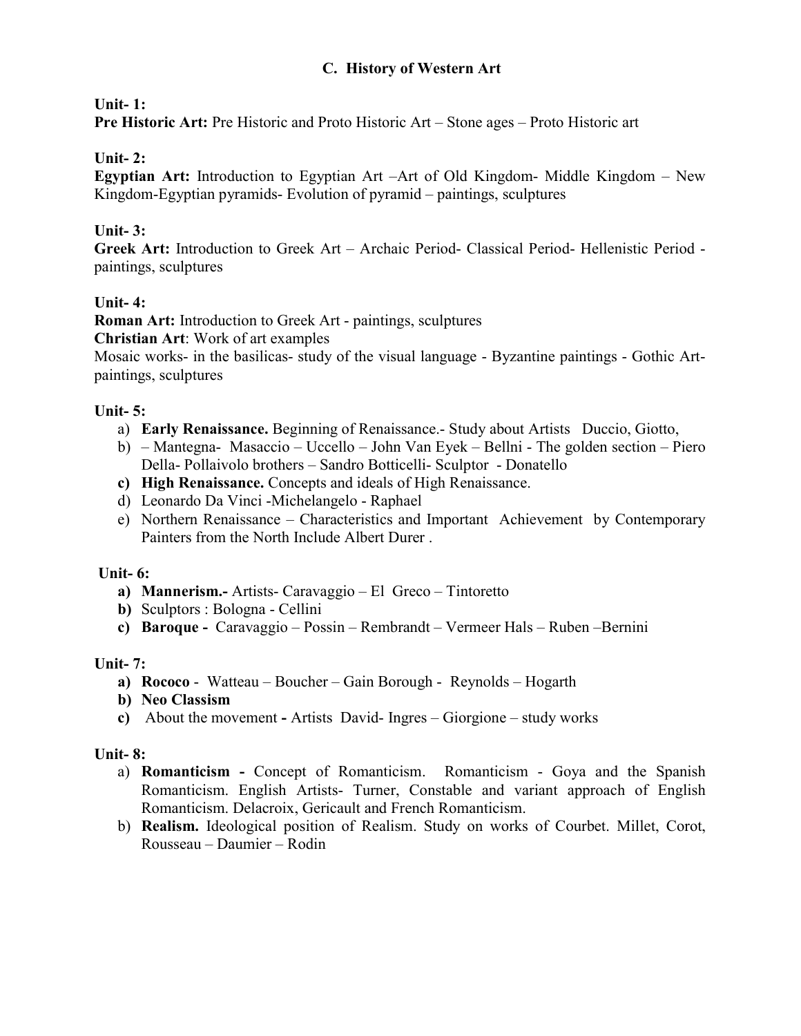## C. History of Western Art

**Unit- 1:**
**Pre Historic Art:** Pre Historic and Proto Historic Art – Stone ages – Proto Historic art

**Unit- 2:**
**Egyptian Art:** Introduction to Egyptian Art –Art of Old Kingdom- Middle Kingdom – New Kingdom-Egyptian pyramids- Evolution of pyramid – paintings, sculptures

**Unit- 3:**
**Greek Art:** Introduction to Greek Art – Archaic Period- Classical Period- Hellenistic Period - paintings, sculptures

**Unit- 4:**
**Roman Art:** Introduction to Greek Art - paintings, sculptures
**Christian Art**: Work of art examples
Mosaic works- in the basilicas- study of the visual language - Byzantine paintings - Gothic Art- paintings, sculptures

**Unit- 5:**

a) **Early Renaissance.** Beginning of Renaissance.- Study about Artists Duccio, Giotto,
b) – Mantegna- Masaccio – Uccello – John Van Eyek – Bellni - The golden section – Piero Della- Pollaivolo brothers – Sandro Botticelli- Sculptor - Donatello
c) **High Renaissance.** Concepts and ideals of High Renaissance.
d) Leonardo Da Vinci -Michelangelo - Raphael
e) Northern Renaissance – Characteristics and Important Achievement by Contemporary Painters from the North Include Albert Durer .

**Unit- 6:**

a) **Mannerism.-** Artists- Caravaggio – El Greco – Tintoretto
b) Sculptors : Bologna - Cellini
c) **Baroque -** Caravaggio – Possin – Rembrandt – Vermeer Hals – Ruben –Bernini

**Unit- 7:**

a) **Rococo** - Watteau – Boucher – Gain Borough - Reynolds – Hogarth
b) **Neo Classism**
c) About the movement **-** Artists David- Ingres – Giorgione – study works

**Unit- 8:**

a) **Romanticism -** Concept of Romanticism. Romanticism - Goya and the Spanish Romanticism. English Artists- Turner, Constable and variant approach of English Romanticism. Delacroix, Gericault and French Romanticism.
b) **Realism.** Ideological position of Realism. Study on works of Courbet. Millet, Corot, Rousseau – Daumier – Rodin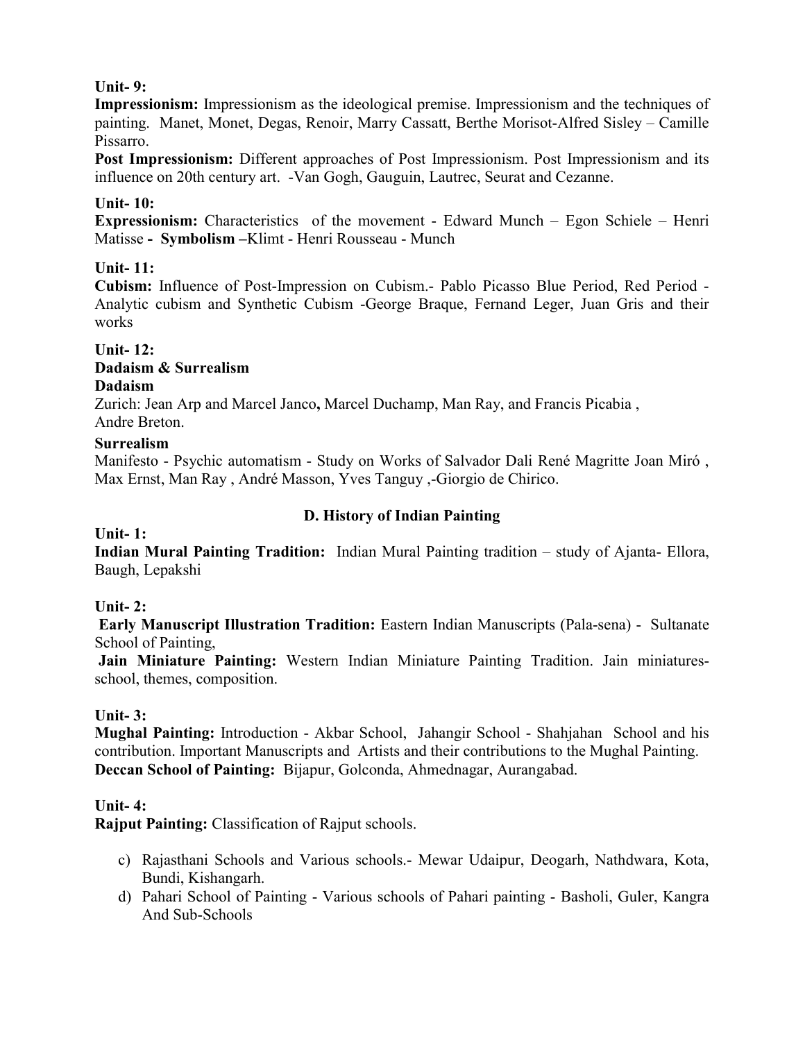**Unit- 9:**

**Impressionism:** Impressionism as the ideological premise. Impressionism and the techniques of painting. Manet, Monet, Degas, Renoir, Marry Cassatt, Berthe Morisot-Alfred Sisley – Camille Pissarro.

**Post Impressionism:** Different approaches of Post Impressionism. Post Impressionism and its influence on 20th century art. -Van Gogh, Gauguin, Lautrec, Seurat and Cezanne.

**Unit- 10:**

**Expressionism:** Characteristics of the movement - Edward Munch – Egon Schiele – Henri Matisse **- Symbolism –**Klimt - Henri Rousseau - Munch

**Unit- 11:**

**Cubism:** Influence of Post-Impression on Cubism.- Pablo Picasso Blue Period, Red Period - Analytic cubism and Synthetic Cubism -George Braque, Fernand Leger, Juan Gris and their works

**Unit- 12:**

**Dadaism & Surrealism**

**Dadaism**

Zurich: Jean Arp and Marcel Janco**,** Marcel Duchamp, Man Ray, and Francis Picabia ,
Andre Breton.

**Surrealism**

Manifesto - Psychic automatism - Study on Works of Salvador Dali René Magritte Joan Miró , Max Ernst, Man Ray , André Masson, Yves Tanguy ,-Giorgio de Chirico.

## D. History of Indian Painting

**Unit- 1:**

**Indian Mural Painting Tradition:** Indian Mural Painting tradition – study of Ajanta- Ellora, Baugh, Lepakshi

**Unit- 2:**

**Early Manuscript Illustration Tradition:** Eastern Indian Manuscripts (Pala-sena) - Sultanate School of Painting,

**Jain Miniature Painting:** Western Indian Miniature Painting Tradition. Jain miniatures-school, themes, composition.

**Unit- 3:**

**Mughal Painting:** Introduction - Akbar School, Jahangir School - Shahjahan School and his contribution. Important Manuscripts and Artists and their contributions to the Mughal Painting.

**Deccan School of Painting:** Bijapur, Golconda, Ahmednagar, Aurangabad.

**Unit- 4:**

**Rajput Painting:** Classification of Rajput schools.

c) Rajasthani Schools and Various schools.- Mewar Udaipur, Deogarh, Nathdwara, Kota, Bundi, Kishangarh.
d) Pahari School of Painting - Various schools of Pahari painting - Basholi, Guler, Kangra And Sub-Schools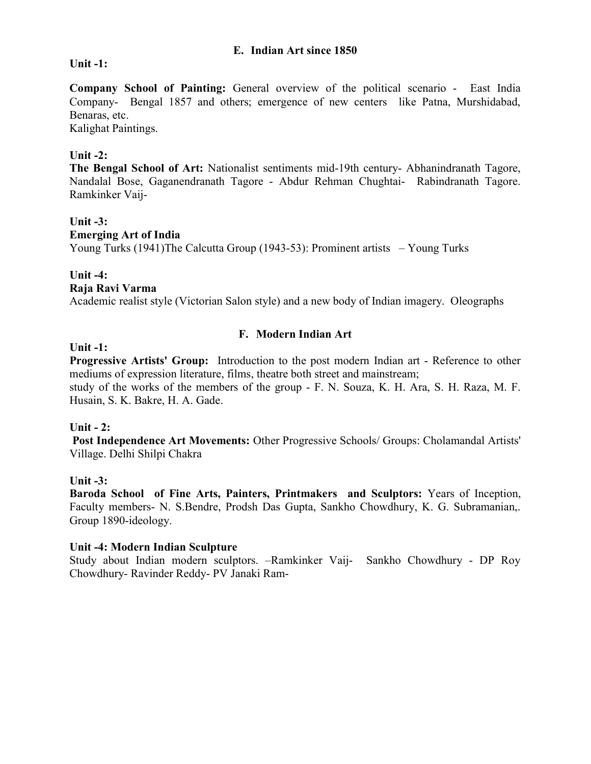## E. Indian Art since 1850

**Unit -1:**

**Company School of Painting:** General overview of the political scenario - East India Company- Bengal 1857 and others; emergence of new centers like Patna, Murshidabad, Benaras, etc.
Kalighat Paintings.

**Unit -2:**
**The Bengal School of Art:** Nationalist sentiments mid-19th century- Abhanindranath Tagore, Nandalal Bose, Gaganendranath Tagore - Abdur Rehman Chughtai- Rabindranath Tagore. Ramkinker Vaij-

**Unit -3:**
**Emerging Art of India**
Young Turks (1941)The Calcutta Group (1943-53): Prominent artists – Young Turks

**Unit -4:**
**Raja Ravi Varma**
Academic realist style (Victorian Salon style) and a new body of Indian imagery. Oleographs

## F. Modern Indian Art

**Unit -1:**
**Progressive Artists' Group:** Introduction to the post modern Indian art - Reference to other mediums of expression literature, films, theatre both street and mainstream;
study of the works of the members of the group - F. N. Souza, K. H. Ara, S. H. Raza, M. F. Husain, S. K. Bakre, H. A. Gade.

**Unit - 2:**
**Post Independence Art Movements:** Other Progressive Schools/ Groups: Cholamandal Artists' Village. Delhi Shilpi Chakra

**Unit -3:**
**Baroda School of Fine Arts, Painters, Printmakers and Sculptors:** Years of Inception, Faculty members- N. S.Bendre, Prodsh Das Gupta, Sankho Chowdhury, K. G. Subramanian,. Group 1890-ideology.

**Unit -4: Modern Indian Sculpture**
Study about Indian modern sculptors. –Ramkinker Vaij- Sankho Chowdhury - DP Roy Chowdhury- Ravinder Reddy- PV Janaki Ram-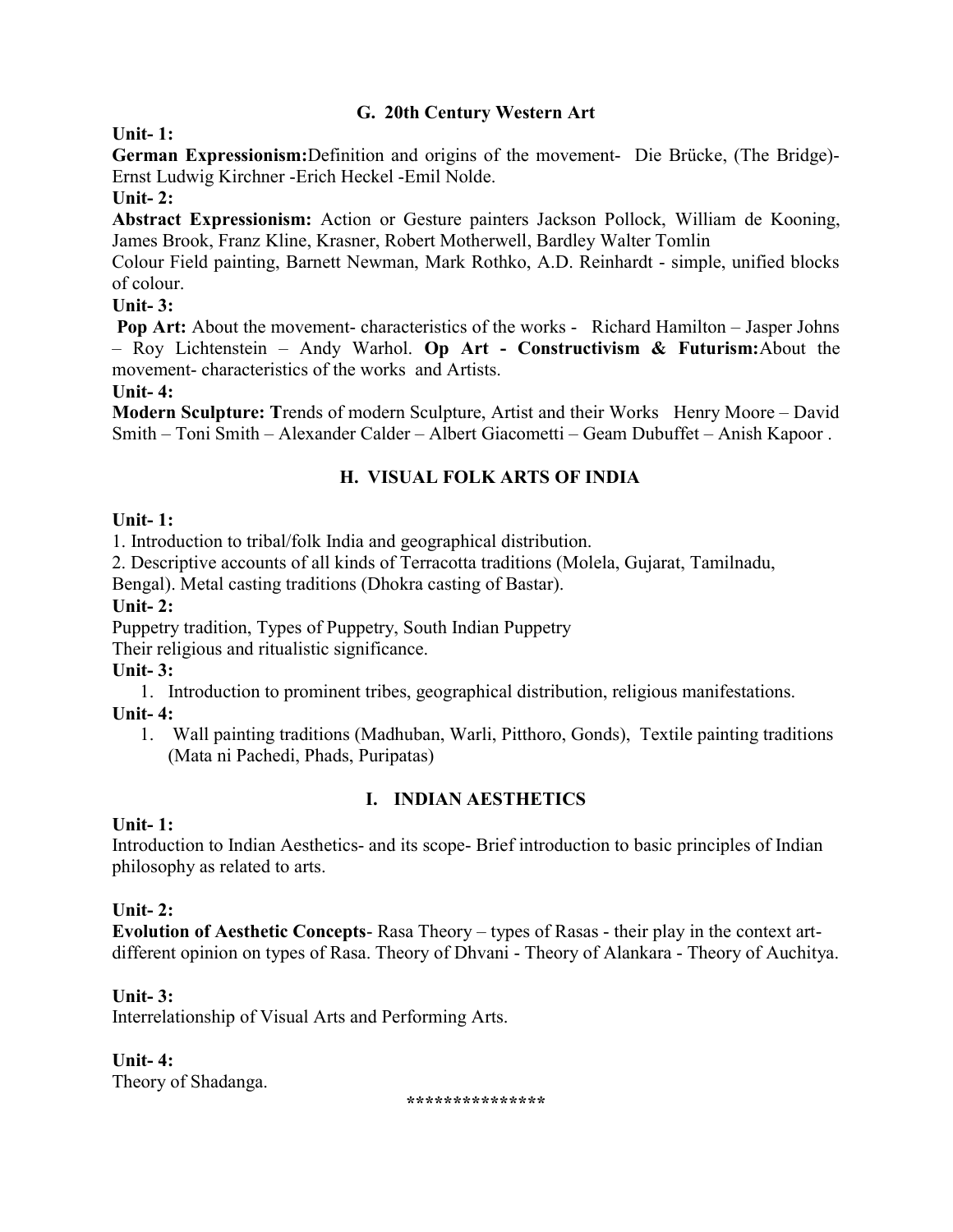## G. 20th Century Western Art

**Unit- 1:**

**German Expressionism:**Definition and origins of the movement- Die Brücke, (The Bridge)- Ernst Ludwig Kirchner -Erich Heckel -Emil Nolde.

**Unit- 2:**

**Abstract Expressionism:** Action or Gesture painters Jackson Pollock, William de Kooning, James Brook, Franz Kline, Krasner, Robert Motherwell, Bardley Walter Tomlin

Colour Field painting, Barnett Newman, Mark Rothko, A.D. Reinhardt - simple, unified blocks of colour.

**Unit- 3:**

**Pop Art:** About the movement- characteristics of the works - Richard Hamilton – Jasper Johns – Roy Lichtenstein – Andy Warhol. **Op Art - Constructivism & Futurism:**About the movement- characteristics of the works and Artists.

**Unit- 4:**

**Modern Sculpture: T**rends of modern Sculpture, Artist and their Works Henry Moore – David Smith – Toni Smith – Alexander Calder – Albert Giacometti – Geam Dubuffet – Anish Kapoor .

## H. VISUAL FOLK ARTS OF INDIA

**Unit- 1:**

1. Introduction to tribal/folk India and geographical distribution.
2. Descriptive accounts of all kinds of Terracotta traditions (Molela, Gujarat, Tamilnadu, Bengal). Metal casting traditions (Dhokra casting of Bastar).

**Unit- 2:**

Puppetry tradition, Types of Puppetry, South Indian Puppetry

Their religious and ritualistic significance.

**Unit- 3:**

1. Introduction to prominent tribes, geographical distribution, religious manifestations.

**Unit- 4:**

1. Wall painting traditions (Madhuban, Warli, Pitthoro, Gonds), Textile painting traditions (Mata ni Pachedi, Phads, Puripatas)

## I. INDIAN AESTHETICS

**Unit- 1:**

Introduction to Indian Aesthetics- and its scope- Brief introduction to basic principles of Indian philosophy as related to arts.

**Unit- 2:**

**Evolution of Aesthetic Concepts**- Rasa Theory – types of Rasas - their play in the context art- different opinion on types of Rasa. Theory of Dhvani - Theory of Alankara - Theory of Auchitya.

**Unit- 3:**

Interrelationship of Visual Arts and Performing Arts.

**Unit- 4:**

Theory of Shadanga.

***************